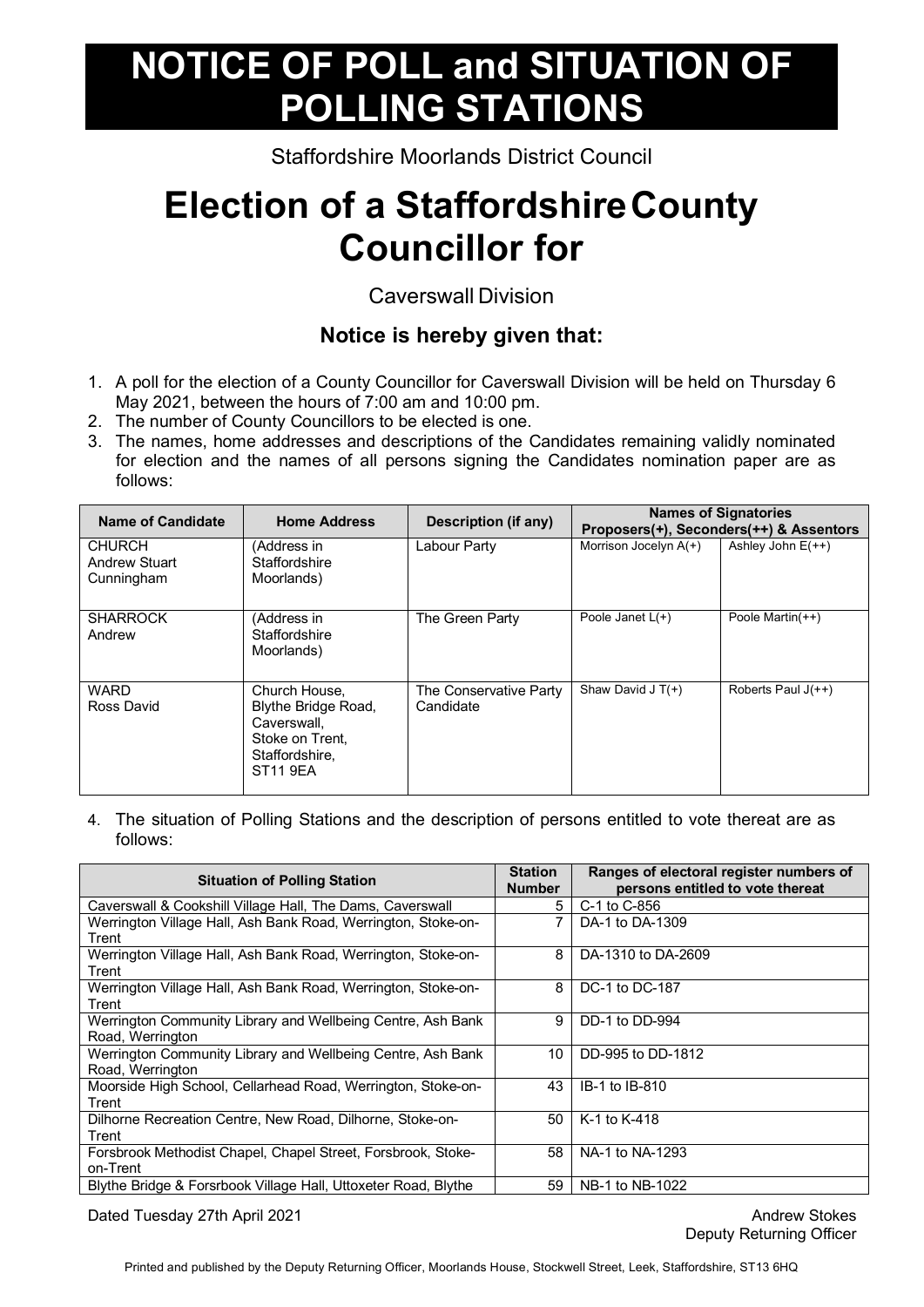# NOTICE OF POLL and SITUATION OF POLLING STATIONS

Staffordshire Moorlands District Council

# Election of a Staffordshire County Councillor for

Caverswall Division

### Notice is hereby given that:

1. A poll for the election of a County Councillor for Caverswall Division will be held on Thursday 6 May 2021, between the hours of 7:00 am and 10:00 pm.
2. The number of County Councillors to be elected is one.
3. The names, home addresses and descriptions of the Candidates remaining validly nominated for election and the names of all persons signing the Candidates nomination paper are as follows:

| Name of Candidate | Home Address | Description (if any) | Names of Signatories Proposers(+), Seconders(++) & Assentors | |
|---|---|---|---|---|
| CHURCH Andrew Stuart Cunningham | (Address in Staffordshire Moorlands) | Labour Party | Morrison Jocelyn A(+) | Ashley John E(++) |
| SHARROCK Andrew | (Address in Staffordshire Moorlands) | The Green Party | Poole Janet L(+) | Poole Martin(++) |
| WARD Ross David | Church House, Blythe Bridge Road, Caverswall, Stoke on Trent, Staffordshire, ST11 9EA | The Conservative Party Candidate | Shaw David J T(+) | Roberts Paul J(++) |

4. The situation of Polling Stations and the description of persons entitled to vote thereat are as follows:

| Situation of Polling Station | Station Number | Ranges of electoral register numbers of persons entitled to vote thereat |
|---|---|---|
| Caverswall & Cookshill Village Hall, The Dams, Caverswall | 5 | C-1 to C-856 |
| Werrington Village Hall, Ash Bank Road, Werrington, Stoke-on-Trent | 7 | DA-1 to DA-1309 |
| Werrington Village Hall, Ash Bank Road, Werrington, Stoke-on-Trent | 8 | DA-1310 to DA-2609 |
| Werrington Village Hall, Ash Bank Road, Werrington, Stoke-on-Trent | 8 | DC-1 to DC-187 |
| Werrington Community Library and Wellbeing Centre, Ash Bank Road, Werrington | 9 | DD-1 to DD-994 |
| Werrington Community Library and Wellbeing Centre, Ash Bank Road, Werrington | 10 | DD-995 to DD-1812 |
| Moorside High School, Cellarhead Road, Werrington, Stoke-on-Trent | 43 | IB-1 to IB-810 |
| Dilhorne Recreation Centre, New Road, Dilhorne, Stoke-on-Trent | 50 | K-1 to K-418 |
| Forsbrook Methodist Chapel, Chapel Street, Forsbrook, Stoke-on-Trent | 58 | NA-1 to NA-1293 |
| Blythe Bridge & Forsrbook Village Hall, Uttoxeter Road, Blythe | 59 | NB-1 to NB-1022 |

Dated Tuesday 27th April 2021

Andrew Stokes
Deputy Returning Officer

Printed and published by the Deputy Returning Officer, Moorlands House, Stockwell Street, Leek, Staffordshire, ST13 6HQ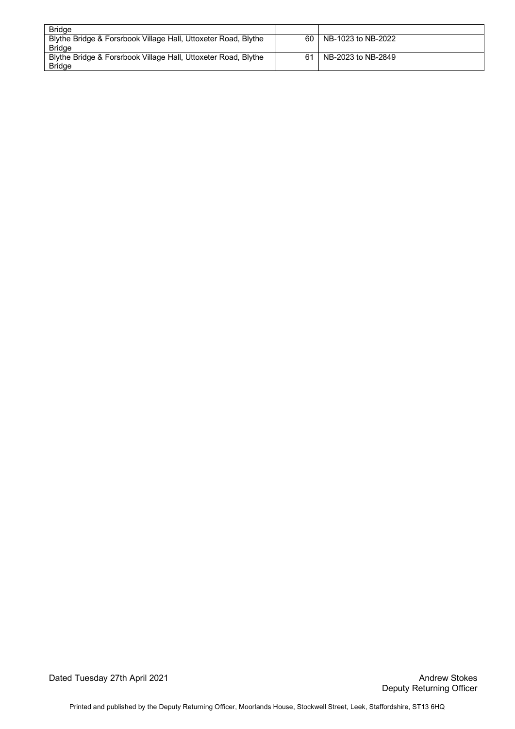| | | |
|---|---|---|
| Bridge | | |
| Blythe Bridge & Forsrbook Village Hall, Uttoxeter Road, Blythe Bridge | 60 | NB-1023 to NB-2022 |
| Blythe Bridge & Forsrbook Village Hall, Uttoxeter Road, Blythe Bridge | 61 | NB-2023 to NB-2849 |

Dated Tuesday 27th April 2021

Andrew Stokes
Deputy Returning Officer

Printed and published by the Deputy Returning Officer, Moorlands House, Stockwell Street, Leek, Staffordshire, ST13 6HQ